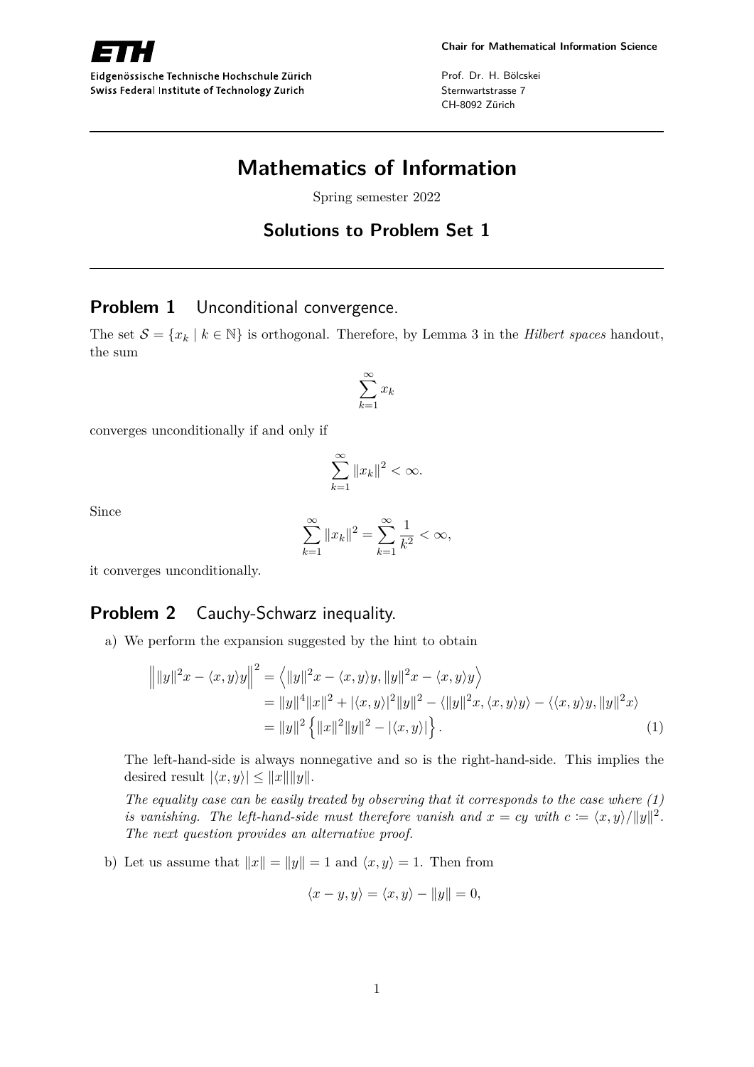Eidgenössische Technische Hochschule Zürich
Swiss Federal Institute of Technology Zurich

**Chair for Mathematical Information Science**

Prof. Dr. H. Bölcskei
Sternwartstrasse 7
CH-8092 Zürich

# Mathematics of Information

Spring semester 2022

## Solutions to Problem Set 1

## Problem 1 Unconditional convergence.

The set $\mathcal{S} = \{x_k \mid k \in \mathbb{N}\}$ is orthogonal. Therefore, by Lemma 3 in the *Hilbert spaces* handout, the sum

$$\sum_{k=1}^{\infty} x_k$$

converges unconditionally if and only if

$$\sum_{k=1}^{\infty} \|x_k\|^2 < \infty.$$

Since

$$\sum_{k=1}^{\infty} \|x_k\|^2 = \sum_{k=1}^{\infty} \frac{1}{k^2} < \infty,$$

it converges unconditionally.

## Problem 2 Cauchy-Schwarz inequality.

a) We perform the expansion suggested by the hint to obtain

$$\begin{aligned}
\left\| \|y\|^2 x - \langle x, y\rangle y \right\|^2 &= \left\langle \|y\|^2 x - \langle x, y\rangle y, \|y\|^2 x - \langle x, y\rangle y \right\rangle \\
&= \|y\|^4 \|x\|^2 + |\langle x, y\rangle|^2 \|y\|^2 - \langle \|y\|^2 x, \langle x, y\rangle y\rangle - \langle \langle x, y\rangle y, \|y\|^2 x\rangle \\
&= \|y\|^2 \left\{ \|x\|^2 \|y\|^2 - |\langle x, y\rangle| \right\}. \qquad (1)
\end{aligned}$$

The left-hand-side is always nonnegative and so is the right-hand-side. This implies the desired result $|\langle x, y\rangle| \leq \|x\|\|y\|$.

*The equality case can be easily treated by observing that it corresponds to the case where (1) is vanishing. The left-hand-side must therefore vanish and $x = cy$ with $c := \langle x, y\rangle / \|y\|^2$. The next question provides an alternative proof.*

b) Let us assume that $\|x\| = \|y\| = 1$ and $\langle x, y\rangle = 1$. Then from

$$\langle x - y, y\rangle = \langle x, y\rangle - \|y\| = 0,$$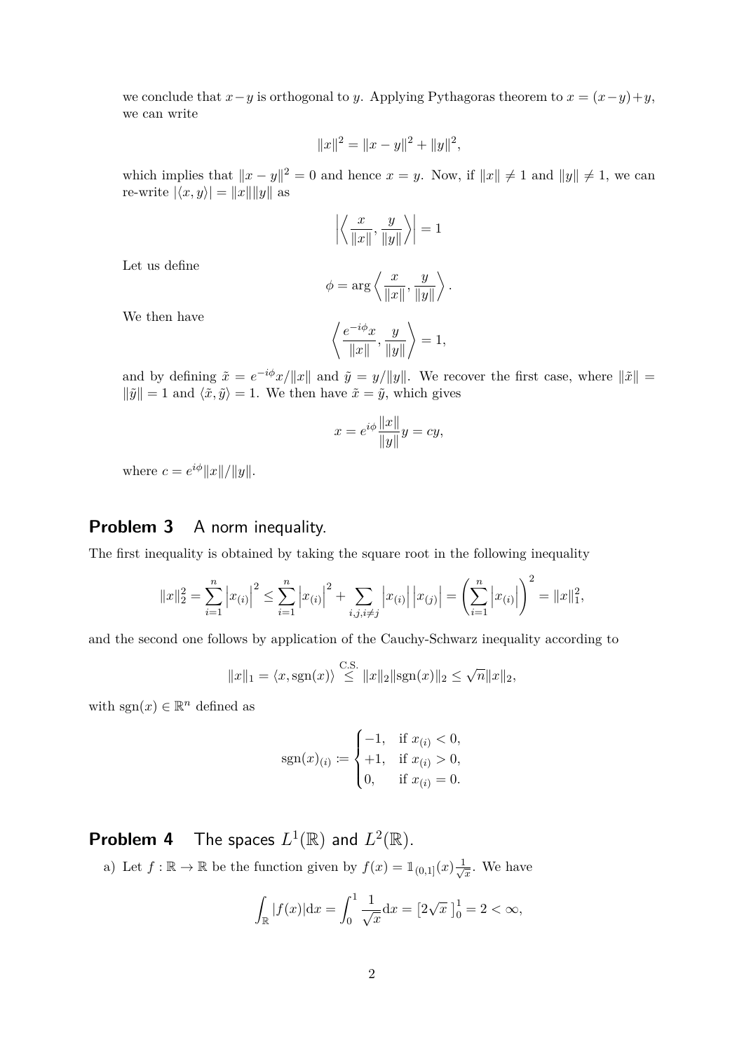we conclude that $x-y$ is orthogonal to $y$. Applying Pythagoras theorem to $x = (x-y)+y$, we can write

$$\|x\|^2 = \|x-y\|^2 + \|y\|^2,$$

which implies that $\|x-y\|^2 = 0$ and hence $x = y$. Now, if $\|x\| \neq 1$ and $\|y\| \neq 1$, we can re-write $|\langle x, y\rangle| = \|x\|\|y\|$ as

$$\left|\left\langle \frac{x}{\|x\|}, \frac{y}{\|y\|}\right\rangle\right| = 1$$

Let us define

$$\phi = \arg\left\langle \frac{x}{\|x\|}, \frac{y}{\|y\|}\right\rangle.$$

We then have

$$\left\langle \frac{e^{-i\phi}x}{\|x\|}, \frac{y}{\|y\|}\right\rangle = 1,$$

and by defining $\tilde{x} = e^{-i\phi}x/\|x\|$ and $\tilde{y} = y/\|y\|$. We recover the first case, where $\|\tilde{x}\| = \|\tilde{y}\| = 1$ and $\langle \tilde{x}, \tilde{y}\rangle = 1$. We then have $\tilde{x} = \tilde{y}$, which gives

$$x = e^{i\phi}\frac{\|x\|}{\|y\|}y = cy,$$

where $c = e^{i\phi}\|x\|/\|y\|$.

## Problem 3 A norm inequality.

The first inequality is obtained by taking the square root in the following inequality

$$\|x\|_2^2 = \sum_{i=1}^{n}\left|x_{(i)}\right|^2 \leq \sum_{i=1}^{n}\left|x_{(i)}\right|^2 + \sum_{i,j,i\neq j}\left|x_{(i)}\right|\left|x_{(j)}\right| = \left(\sum_{i=1}^{n}\left|x_{(i)}\right|\right)^2 = \|x\|_1^2,$$

and the second one follows by application of the Cauchy-Schwarz inequality according to

$$\|x\|_1 = \langle x, \operatorname{sgn}(x)\rangle \overset{\text{C.S.}}{\leq} \|x\|_2\|\operatorname{sgn}(x)\|_2 \leq \sqrt{n}\|x\|_2,$$

with $\operatorname{sgn}(x) \in \mathbb{R}^n$ defined as

$$\operatorname{sgn}(x)_{(i)} := \begin{cases} -1, & \text{if } x_{(i)} < 0, \\ +1, & \text{if } x_{(i)} > 0, \\ 0, & \text{if } x_{(i)} = 0. \end{cases}$$

## Problem 4 The spaces $L^1(\mathbb{R})$ and $L^2(\mathbb{R})$.

a) Let $f : \mathbb{R} \to \mathbb{R}$ be the function given by $f(x) = \mathbb{1}_{(0,1]}(x)\frac{1}{\sqrt{x}}$. We have

$$\int_{\mathbb{R}} |f(x)|\mathrm{d}x = \int_0^1 \frac{1}{\sqrt{x}}\mathrm{d}x = \left[2\sqrt{x}\,\right]_0^1 = 2 < \infty,$$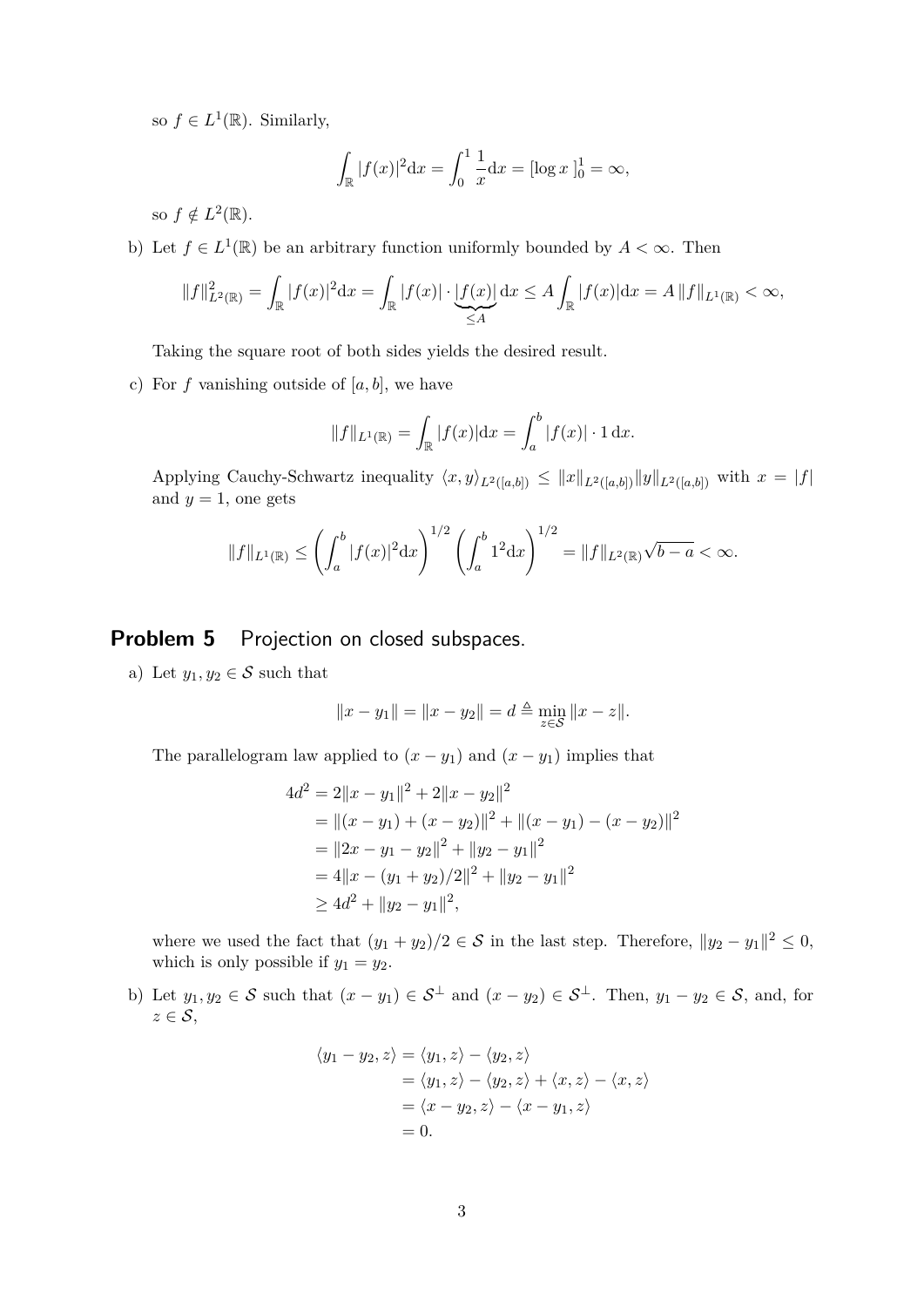so $f \in L^1(\mathbb{R})$. Similarly,

$$\int_{\mathbb{R}} |f(x)|^2 \mathrm{d}x = \int_0^1 \frac{1}{x} \mathrm{d}x = [\log x\,]_0^1 = \infty,$$

so $f \notin L^2(\mathbb{R})$.

b) Let $f \in L^1(\mathbb{R})$ be an arbitrary function uniformly bounded by $A < \infty$. Then

$$\|f\|^2_{L^2(\mathbb{R})} = \int_{\mathbb{R}} |f(x)|^2 \mathrm{d}x = \int_{\mathbb{R}} |f(x)| \cdot \underbrace{|f(x)|}_{\leq A} \mathrm{d}x \leq A \int_{\mathbb{R}} |f(x)| \mathrm{d}x = A\, \|f\|_{L^1(\mathbb{R})} < \infty,$$

Taking the square root of both sides yields the desired result.

c) For $f$ vanishing outside of $[a, b]$, we have

$$\|f\|_{L^1(\mathbb{R})} = \int_{\mathbb{R}} |f(x)| \mathrm{d}x = \int_a^b |f(x)| \cdot 1 \, \mathrm{d}x.$$

Applying Cauchy-Schwartz inequality $\langle x, y \rangle_{L^2([a,b])} \leq \|x\|_{L^2([a,b])} \|y\|_{L^2([a,b])}$ with $x = |f|$ and $y = 1$, one gets

$$\|f\|_{L^1(\mathbb{R})} \leq \left( \int_a^b |f(x)|^2 \mathrm{d}x \right)^{1/2} \left( \int_a^b 1^2 \mathrm{d}x \right)^{1/2} = \|f\|_{L^2(\mathbb{R})} \sqrt{b-a} < \infty.$$

## Problem 5 Projection on closed subspaces.

a) Let $y_1, y_2 \in \mathcal{S}$ such that

$$\|x - y_1\| = \|x - y_2\| = d \triangleq \min_{z \in \mathcal{S}} \|x - z\|.$$

The parallelogram law applied to $(x - y_1)$ and $(x - y_1)$ implies that

$$\begin{aligned}
4d^2 &= 2\|x - y_1\|^2 + 2\|x - y_2\|^2 \\
&= \|(x - y_1) + (x - y_2)\|^2 + \|(x - y_1) - (x - y_2)\|^2 \\
&= \|2x - y_1 - y_2\|^2 + \|y_2 - y_1\|^2 \\
&= 4\|x - (y_1 + y_2)/2\|^2 + \|y_2 - y_1\|^2 \\
&\geq 4d^2 + \|y_2 - y_1\|^2,
\end{aligned}$$

where we used the fact that $(y_1 + y_2)/2 \in \mathcal{S}$ in the last step. Therefore, $\|y_2 - y_1\|^2 \leq 0$, which is only possible if $y_1 = y_2$.

b) Let $y_1, y_2 \in \mathcal{S}$ such that $(x - y_1) \in \mathcal{S}^\perp$ and $(x - y_2) \in \mathcal{S}^\perp$. Then, $y_1 - y_2 \in \mathcal{S}$, and, for $z \in \mathcal{S}$,

$$\begin{aligned}
\langle y_1 - y_2, z \rangle &= \langle y_1, z \rangle - \langle y_2, z \rangle \\
&= \langle y_1, z \rangle - \langle y_2, z \rangle + \langle x, z \rangle - \langle x, z \rangle \\
&= \langle x - y_2, z \rangle - \langle x - y_1, z \rangle \\
&= 0.
\end{aligned}$$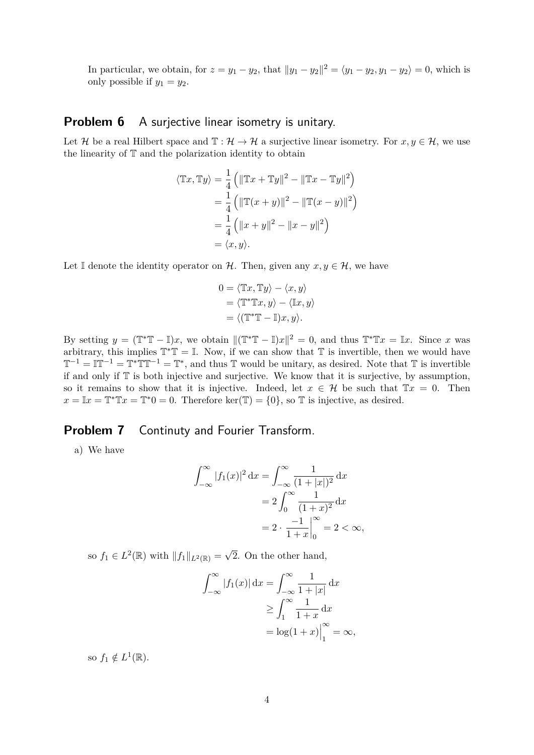In particular, we obtain, for $z = y_1 - y_2$, that $\|y_1 - y_2\|^2 = \langle y_1 - y_2, y_1 - y_2 \rangle = 0$, which is only possible if $y_1 = y_2$.

## Problem 6 A surjective linear isometry is unitary.

Let $\mathcal{H}$ be a real Hilbert space and $\mathbb{T} : \mathcal{H} \to \mathcal{H}$ a surjective linear isometry. For $x, y \in \mathcal{H}$, we use the linearity of $\mathbb{T}$ and the polarization identity to obtain

$$
\begin{aligned}
\langle \mathbb{T}x, \mathbb{T}y \rangle &= \frac{1}{4}\left(\|\mathbb{T}x + \mathbb{T}y\|^2 - \|\mathbb{T}x - \mathbb{T}y\|^2\right) \\
&= \frac{1}{4}\left(\|\mathbb{T}(x + y)\|^2 - \|\mathbb{T}(x - y)\|^2\right) \\
&= \frac{1}{4}\left(\|x + y\|^2 - \|x - y\|^2\right) \\
&= \langle x, y \rangle.
\end{aligned}
$$

Let $\mathbb{I}$ denote the identity operator on $\mathcal{H}$. Then, given any $x, y \in \mathcal{H}$, we have

$$
\begin{aligned}
0 &= \langle \mathbb{T}x, \mathbb{T}y \rangle - \langle x, y \rangle \\
&= \langle \mathbb{T}^*\mathbb{T}x, y \rangle - \langle \mathbb{I}x, y \rangle \\
&= \langle (\mathbb{T}^*\mathbb{T} - \mathbb{I})x, y \rangle.
\end{aligned}
$$

By setting $y = (\mathbb{T}^*\mathbb{T} - \mathbb{I})x$, we obtain $\|(\mathbb{T}^*\mathbb{T} - \mathbb{I})x\|^2 = 0$, and thus $\mathbb{T}^*\mathbb{T}x = \mathbb{I}x$. Since $x$ was arbitrary, this implies $\mathbb{T}^*\mathbb{T} = \mathbb{I}$. Now, if we can show that $\mathbb{T}$ is invertible, then we would have $\mathbb{T}^{-1} = \mathbb{I}\mathbb{T}^{-1} = \mathbb{T}^*\mathbb{T}\mathbb{T}^{-1} = \mathbb{T}^*$, and thus $\mathbb{T}$ would be unitary, as desired. Note that $\mathbb{T}$ is invertible if and only if $\mathbb{T}$ is both injective and surjective. We know that it is surjective, by assumption, so it remains to show that it is injective. Indeed, let $x \in \mathcal{H}$ be such that $\mathbb{T}x = 0$. Then $x = \mathbb{I}x = \mathbb{T}^*\mathbb{T}x = \mathbb{T}^*0 = 0$. Therefore $\ker(\mathbb{T}) = \{0\}$, so $\mathbb{T}$ is injective, as desired.

## Problem 7 Continuty and Fourier Transform.

a) We have

$$
\begin{aligned}
\int_{-\infty}^{\infty} |f_1(x)|^2 \, \mathrm{d}x &= \int_{-\infty}^{\infty} \frac{1}{(1 + |x|)^2} \, \mathrm{d}x \\
&= 2\int_0^{\infty} \frac{1}{(1 + x)^2} \mathrm{d}x \\
&= 2 \cdot \left.\frac{-1}{1 + x}\right|_0^{\infty} = 2 < \infty,
\end{aligned}
$$

so $f_1 \in L^2(\mathbb{R})$ with $\|f_1\|_{L^2(\mathbb{R})} = \sqrt{2}$. On the other hand,

$$
\begin{aligned}
\int_{-\infty}^{\infty} |f_1(x)| \, \mathrm{d}x &= \int_{-\infty}^{\infty} \frac{1}{1 + |x|} \, \mathrm{d}x \\
&\geq \int_1^{\infty} \frac{1}{1 + x} \, \mathrm{d}x \\
&= \log(1 + x)\Big|_1^{\infty} = \infty,
\end{aligned}
$$

so $f_1 \notin L^1(\mathbb{R})$.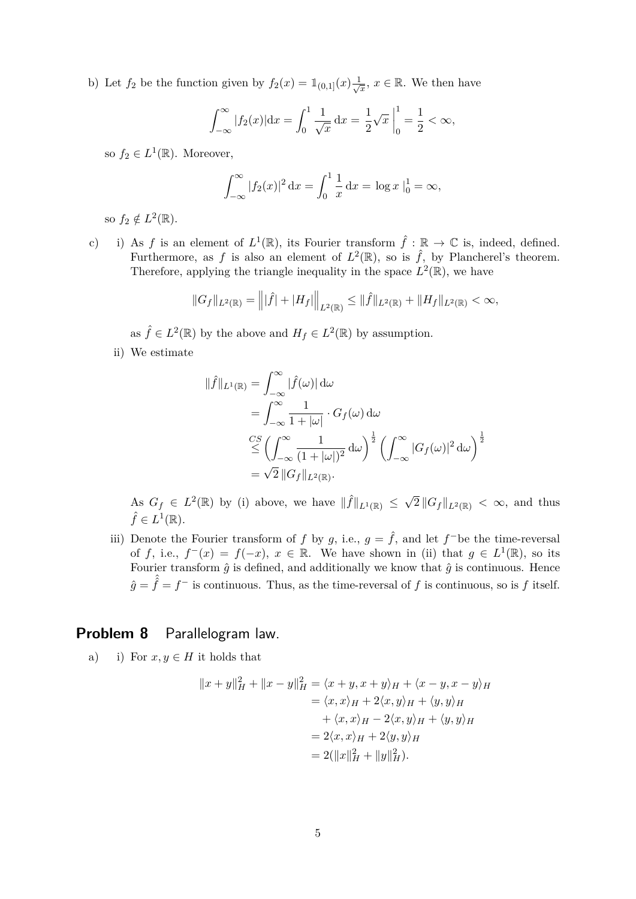b) Let $f_2$ be the function given by $f_2(x) = \mathbb{1}_{(0,1]}(x)\frac{1}{\sqrt{x}}$, $x \in \mathbb{R}$. We then have

$$\int_{-\infty}^{\infty} |f_2(x)| \mathrm{d}x = \int_0^1 \frac{1}{\sqrt{x}} \, \mathrm{d}x = \frac{1}{2}\sqrt{x}\,\Big|_0^1 = \frac{1}{2} < \infty,$$

so $f_2 \in L^1(\mathbb{R})$. Moreover,

$$\int_{-\infty}^{\infty} |f_2(x)|^2 \, \mathrm{d}x = \int_0^1 \frac{1}{x} \, \mathrm{d}x = \log x \,|_0^1 = \infty,$$

so $f_2 \notin L^2(\mathbb{R})$.

c) i) As $f$ is an element of $L^1(\mathbb{R})$, its Fourier transform $\hat{f} : \mathbb{R} \to \mathbb{C}$ is, indeed, defined. Furthermore, as $f$ is also an element of $L^2(\mathbb{R})$, so is $\hat{f}$, by Plancherel's theorem. Therefore, applying the triangle inequality in the space $L^2(\mathbb{R})$, we have

$$\|G_f\|_{L^2(\mathbb{R})} = \left\| |\hat{f}| + |H_f| \right\|_{L^2(\mathbb{R})} \leq \|\hat{f}\|_{L^2(\mathbb{R})} + \|H_f\|_{L^2(\mathbb{R})} < \infty,$$

as $\hat{f} \in L^2(\mathbb{R})$ by the above and $H_f \in L^2(\mathbb{R})$ by assumption.

ii) We estimate

$$\begin{aligned}
\|\hat{f}\|_{L^1(\mathbb{R})} &= \int_{-\infty}^{\infty} |\hat{f}(\omega)| \, \mathrm{d}\omega \\
&= \int_{-\infty}^{\infty} \frac{1}{1+|\omega|} \cdot G_f(\omega) \, \mathrm{d}\omega \\
&\overset{CS}{\leq} \left( \int_{-\infty}^{\infty} \frac{1}{(1+|\omega|)^2} \, \mathrm{d}\omega \right)^{\frac{1}{2}} \left( \int_{-\infty}^{\infty} |G_f(\omega)|^2 \, \mathrm{d}\omega \right)^{\frac{1}{2}} \\
&= \sqrt{2}\, \|G_f\|_{L^2(\mathbb{R})}.
\end{aligned}$$

As $G_f \in L^2(\mathbb{R})$ by (i) above, we have $\|\hat{f}\|_{L^1(\mathbb{R})} \leq \sqrt{2}\,\|G_f\|_{L^2(\mathbb{R})} < \infty$, and thus $\hat{f} \in L^1(\mathbb{R})$.

iii) Denote the Fourier transform of $f$ by $g$, i.e., $g = \hat{f}$, and let $f^-$be the time-reversal of $f$, i.e., $f^-(x) = f(-x)$, $x \in \mathbb{R}$. We have shown in (ii) that $g \in L^1(\mathbb{R})$, so its Fourier transform $\hat{g}$ is defined, and additionally we know that $\hat{g}$ is continuous. Hence $\hat{g} = \hat{\hat{f}} = f^-$ is continuous. Thus, as the time-reversal of $f$ is continuous, so is $f$ itself.

## Problem 8 Parallelogram law.

a) i) For $x, y \in H$ it holds that

$$\begin{aligned}
\|x+y\|_H^2 + \|x-y\|_H^2 &= \langle x+y, x+y \rangle_H + \langle x-y, x-y \rangle_H \\
&= \langle x, x \rangle_H + 2\langle x, y \rangle_H + \langle y, y \rangle_H \\
&\quad + \langle x, x \rangle_H - 2\langle x, y \rangle_H + \langle y, y \rangle_H \\
&= 2\langle x, x \rangle_H + 2\langle y, y \rangle_H \\
&= 2(\|x\|_H^2 + \|y\|_H^2).
\end{aligned}$$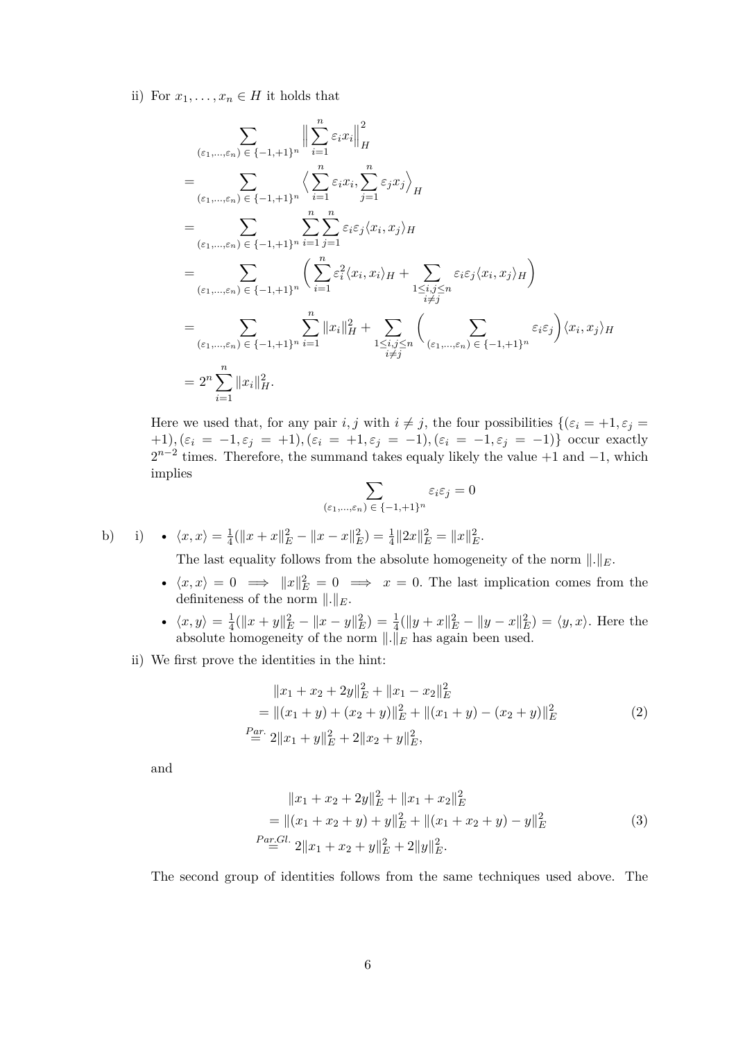ii) For $x_1, \dots, x_n \in H$ it holds that

$$
\begin{aligned}
&\sum_{(\varepsilon_1,\dots,\varepsilon_n) \in \{-1,+1\}^n} \Big\| \sum_{i=1}^n \varepsilon_i x_i \Big\|_H^2 \\
&= \sum_{(\varepsilon_1,\dots,\varepsilon_n) \in \{-1,+1\}^n} \Big\langle \sum_{i=1}^n \varepsilon_i x_i, \sum_{j=1}^n \varepsilon_j x_j \Big\rangle_H \\
&= \sum_{(\varepsilon_1,\dots,\varepsilon_n) \in \{-1,+1\}^n} \sum_{i=1}^n \sum_{j=1}^n \varepsilon_i \varepsilon_j \langle x_i, x_j \rangle_H \\
&= \sum_{(\varepsilon_1,\dots,\varepsilon_n) \in \{-1,+1\}^n} \Big( \sum_{i=1}^n \varepsilon_i^2 \langle x_i, x_i \rangle_H + \sum_{\substack{1 \le i,j \le n \\ i \ne j}} \varepsilon_i \varepsilon_j \langle x_i, x_j \rangle_H \Big) \\
&= \sum_{(\varepsilon_1,\dots,\varepsilon_n) \in \{-1,+1\}^n} \sum_{i=1}^n \|x_i\|_H^2 + \sum_{\substack{1 \le i,j \le n \\ i \ne j}} \Big( \sum_{(\varepsilon_1,\dots,\varepsilon_n) \in \{-1,+1\}^n} \varepsilon_i \varepsilon_j \Big) \langle x_i, x_j \rangle_H \\
&= 2^n \sum_{i=1}^n \|x_i\|_H^2.
\end{aligned}
$$

Here we used that, for any pair $i, j$ with $i \ne j$, the four possibilities $\{(\varepsilon_i = +1, \varepsilon_j = +1), (\varepsilon_i = -1, \varepsilon_j = +1), (\varepsilon_i = +1, \varepsilon_j = -1), (\varepsilon_i = -1, \varepsilon_j = -1)\}$ occur exactly $2^{n-2}$ times. Therefore, the summand takes equaly likely the value $+1$ and $-1$, which implies

$$
\sum_{(\varepsilon_1,\dots,\varepsilon_n) \in \{-1,+1\}^n} \varepsilon_i \varepsilon_j = 0
$$

b) i)

- $\langle x, x \rangle = \frac{1}{4}(\|x + x\|_E^2 - \|x - x\|_E^2) = \frac{1}{4}\|2x\|_E^2 = \|x\|_E^2$.

  The last equality follows from the absolute homogeneity of the norm $\|.\|_E$.

- $\langle x, x \rangle = 0 \implies \|x\|_E^2 = 0 \implies x = 0$. The last implication comes from the definiteness of the norm $\|.\|_E$.

- $\langle x, y \rangle = \frac{1}{4}(\|x + y\|_E^2 - \|x - y\|_E^2) = \frac{1}{4}(\|y + x\|_E^2 - \|y - x\|_E^2) = \langle y, x \rangle$. Here the absolute homogeneity of the norm $\|.\|_E$ has again been used.

ii) We first prove the identities in the hint:

$$
\begin{aligned}
&\|x_1 + x_2 + 2y\|_E^2 + \|x_1 - x_2\|_E^2 \\
&= \|(x_1 + y) + (x_2 + y)\|_E^2 + \|(x_1 + y) - (x_2 + y)\|_E^2 \\
&\overset{Par.}{=} 2\|x_1 + y\|_E^2 + 2\|x_2 + y\|_E^2,
\end{aligned}
\tag{2}
$$

and

$$
\begin{aligned}
&\|x_1 + x_2 + 2y\|_E^2 + \|x_1 + x_2\|_E^2 \\
&= \|(x_1 + x_2 + y) + y\|_E^2 + \|(x_1 + x_2 + y) - y\|_E^2 \\
&\overset{Par.Gl.}{=} 2\|x_1 + x_2 + y\|_E^2 + 2\|y\|_E^2.
\end{aligned}
\tag{3}
$$

The second group of identities follows from the same techniques used above. The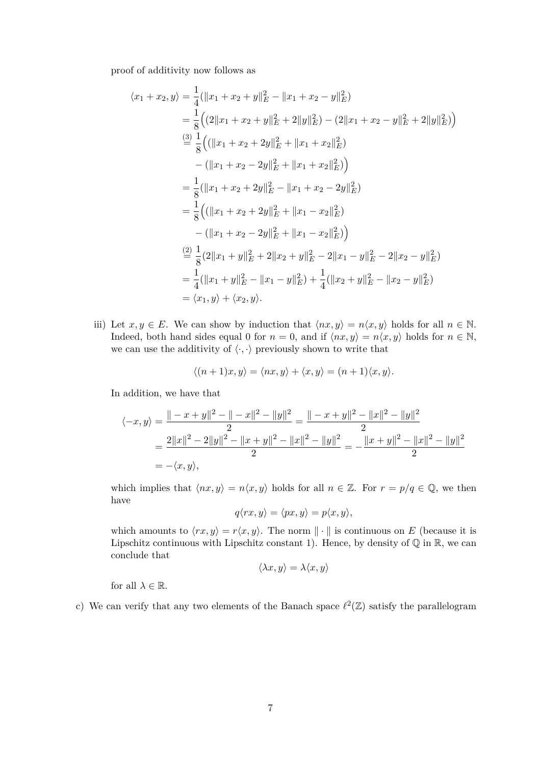proof of additivity now follows as

$$
\begin{aligned}
\langle x_1 + x_2, y \rangle &= \frac{1}{4}(\|x_1 + x_2 + y\|_E^2 - \|x_1 + x_2 - y\|_E^2) \\
&= \frac{1}{8}\Big((2\|x_1 + x_2 + y\|_E^2 + 2\|y\|_E^2) - (2\|x_1 + x_2 - y\|_E^2 + 2\|y\|_E^2)\Big) \\
&\overset{(3)}{=} \frac{1}{8}\Big((\|x_1 + x_2 + 2y\|_E^2 + \|x_1 + x_2\|_E^2) \\
&\quad - (\|x_1 + x_2 - 2y\|_E^2 + \|x_1 + x_2\|_E^2)\Big) \\
&= \frac{1}{8}(\|x_1 + x_2 + 2y\|_E^2 - \|x_1 + x_2 - 2y\|_E^2) \\
&= \frac{1}{8}\Big((\|x_1 + x_2 + 2y\|_E^2 + \|x_1 - x_2\|_E^2) \\
&\quad - (\|x_1 + x_2 - 2y\|_E^2 + \|x_1 - x_2\|_E^2)\Big) \\
&\overset{(2)}{=} \frac{1}{8}(2\|x_1 + y\|_E^2 + 2\|x_2 + y\|_E^2 - 2\|x_1 - y\|_E^2 - 2\|x_2 - y\|_E^2) \\
&= \frac{1}{4}(\|x_1 + y\|_E^2 - \|x_1 - y\|_E^2) + \frac{1}{4}(\|x_2 + y\|_E^2 - \|x_2 - y\|_E^2) \\
&= \langle x_1, y \rangle + \langle x_2, y \rangle.
\end{aligned}
$$

iii) Let $x, y \in E$. We can show by induction that $\langle nx, y \rangle = n\langle x, y \rangle$ holds for all $n \in \mathbb{N}$. Indeed, both hand sides equal 0 for $n = 0$, and if $\langle nx, y \rangle = n\langle x, y \rangle$ holds for $n \in \mathbb{N}$, we can use the additivity of $\langle \cdot, \cdot \rangle$ previously shown to write that

$$
\langle (n+1)x, y \rangle = \langle nx, y \rangle + \langle x, y \rangle = (n+1)\langle x, y \rangle.
$$

In addition, we have that

$$
\begin{aligned}
\langle -x, y \rangle &= \frac{\|-x+y\|^2 - \|-x\|^2 - \|y\|^2}{2} = \frac{\|-x+y\|^2 - \|x\|^2 - \|y\|^2}{2} \\
&= \frac{2\|x\|^2 - 2\|y\|^2 - \|x+y\|^2 - \|x\|^2 - \|y\|^2}{2} = -\frac{\|x+y\|^2 - \|x\|^2 - \|y\|^2}{2} \\
&= -\langle x, y \rangle,
\end{aligned}
$$

which implies that $\langle nx, y \rangle = n\langle x, y \rangle$ holds for all $n \in \mathbb{Z}$. For $r = p/q \in \mathbb{Q}$, we then have

$$
q\langle rx, y \rangle = \langle px, y \rangle = p\langle x, y \rangle,
$$

which amounts to $\langle rx, y \rangle = r\langle x, y \rangle$. The norm $\|\cdot\|$ is continuous on $E$ (because it is Lipschitz continuous with Lipschitz constant 1). Hence, by density of $\mathbb{Q}$ in $\mathbb{R}$, we can conclude that

$$
\langle \lambda x, y \rangle = \lambda \langle x, y \rangle
$$

for all $\lambda \in \mathbb{R}$.

c) We can verify that any two elements of the Banach space $\ell^2(\mathbb{Z})$ satisfy the parallelogram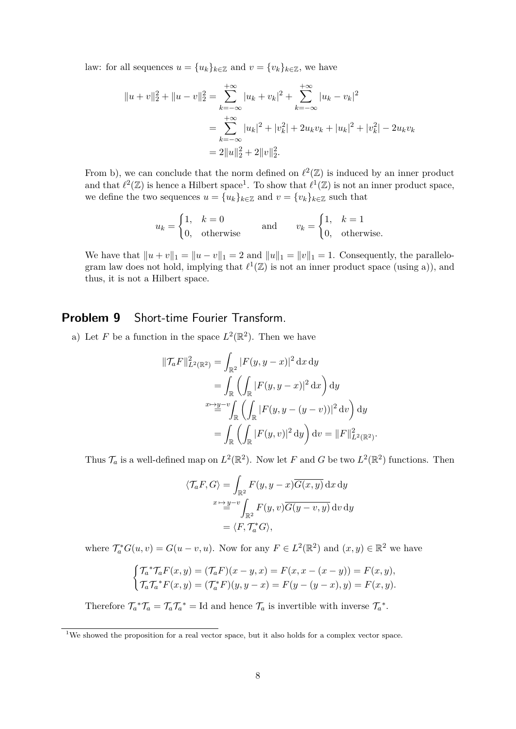law: for all sequences $u = \{u_k\}_{k\in\mathbb{Z}}$ and $v = \{v_k\}_{k\in\mathbb{Z}}$, we have

$$\begin{aligned}
\|u+v\|_2^2 + \|u-v\|_2^2 &= \sum_{k=-\infty}^{+\infty} |u_k+v_k|^2 + \sum_{k=-\infty}^{+\infty} |u_k-v_k|^2 \\
&= \sum_{k=-\infty}^{+\infty} |u_k|^2 + |v_k^2| + 2u_kv_k + |u_k|^2 + |v_k^2| - 2u_kv_k \\
&= 2\|u\|_2^2 + 2\|v\|_2^2.
\end{aligned}$$

From b), we can conclude that the norm defined on $\ell^2(\mathbb{Z})$ is induced by an inner product and that $\ell^2(\mathbb{Z})$ is hence a Hilbert space[1]. To show that $\ell^1(\mathbb{Z})$ is not an inner product space, we define the two sequences $u = \{u_k\}_{k\in\mathbb{Z}}$ and $v = \{v_k\}_{k\in\mathbb{Z}}$ such that

$$u_k = \begin{cases} 1, & k=0 \\ 0, & \text{otherwise} \end{cases} \qquad \text{and} \qquad v_k = \begin{cases} 1, & k=1 \\ 0, & \text{otherwise.} \end{cases}$$

We have that $\|u+v\|_1 = \|u-v\|_1 = 2$ and $\|u\|_1 = \|v\|_1 = 1$. Consequently, the parallelogram law does not hold, implying that $\ell^1(\mathbb{Z})$ is not an inner product space (using a)), and thus, it is not a Hilbert space.

## Problem 9 Short-time Fourier Transform.

a) Let $F$ be a function in the space $L^2(\mathbb{R}^2)$. Then we have

$$\begin{aligned}
\|\mathcal{T}_a F\|_{L^2(\mathbb{R}^2)}^2 &= \int_{\mathbb{R}^2} |F(y, y-x)|^2 \,\mathrm{d}x\,\mathrm{d}y \\
&= \int_{\mathbb{R}} \left( \int_{\mathbb{R}} |F(y, y-x)|^2 \,\mathrm{d}x \right) \mathrm{d}y \\
&\overset{x\mapsto y-v}{=} \int_{\mathbb{R}} \left( \int_{\mathbb{R}} |F(y, y-(y-v))|^2 \,\mathrm{d}v \right) \mathrm{d}y \\
&= \int_{\mathbb{R}} \left( \int_{\mathbb{R}} |F(y,v)|^2 \,\mathrm{d}y \right) \mathrm{d}v = \|F\|_{L^2(\mathbb{R}^2)}^2.
\end{aligned}$$

Thus $\mathcal{T}_a$ is a well-defined map on $L^2(\mathbb{R}^2)$. Now let $F$ and $G$ be two $L^2(\mathbb{R}^2)$ functions. Then

$$\begin{aligned}
\langle \mathcal{T}_a F, G \rangle &= \int_{\mathbb{R}^2} F(y, y-x)\overline{G(x,y)} \,\mathrm{d}x\,\mathrm{d}y \\
&\overset{x\mapsto y-v}{=} \int_{\mathbb{R}^2} F(y,v)\overline{G(y-v,y)} \,\mathrm{d}v\,\mathrm{d}y \\
&= \langle F, \mathcal{T}_a^* G \rangle,
\end{aligned}$$

where $\mathcal{T}_a^* G(u,v) = G(u-v,u)$. Now for any $F \in L^2(\mathbb{R}^2)$ and $(x,y) \in \mathbb{R}^2$ we have

$$\begin{cases} \mathcal{T}_a{}^* \mathcal{T}_a F(x,y) = (\mathcal{T}_a F)(x-y, x) = F(x, x-(x-y)) = F(x,y), \\ \mathcal{T}_a \mathcal{T}_a{}^* F(x,y) = (\mathcal{T}_a^* F)(y, y-x) = F(y-(y-x), y) = F(x,y). \end{cases}$$

Therefore $\mathcal{T}_a{}^* \mathcal{T}_a = \mathcal{T}_a \mathcal{T}_a{}^* = \mathrm{Id}$ and hence $\mathcal{T}_a$ is invertible with inverse $\mathcal{T}_a{}^*$.

[1] We showed the proposition for a real vector space, but it also holds for a complex vector space.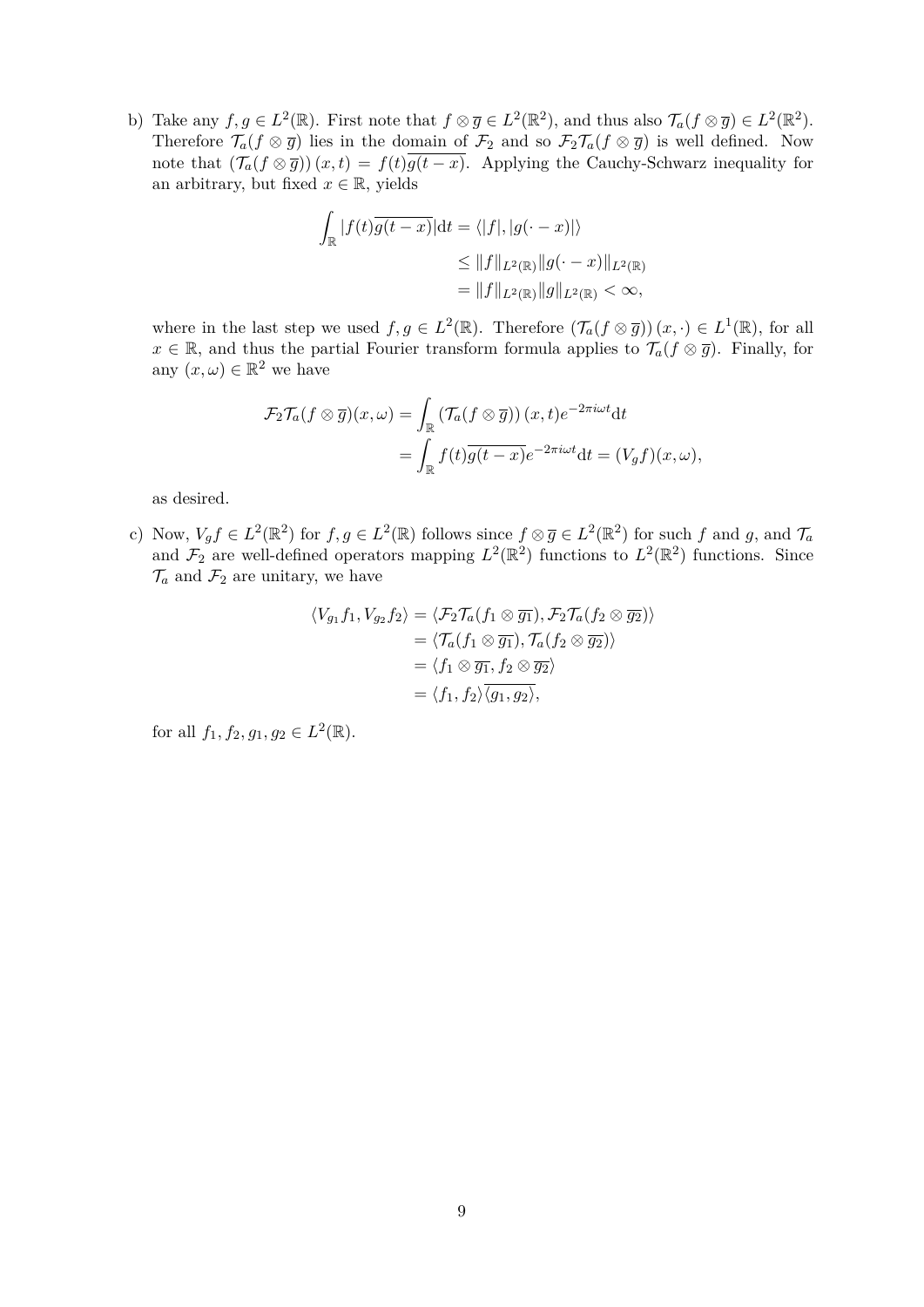b) Take any $f, g \in L^2(\mathbb{R})$. First note that $f \otimes \overline{g} \in L^2(\mathbb{R}^2)$, and thus also $\mathcal{T}_a(f \otimes \overline{g}) \in L^2(\mathbb{R}^2)$. Therefore $\mathcal{T}_a(f \otimes \overline{g})$ lies in the domain of $\mathcal{F}_2$ and so $\mathcal{F}_2\mathcal{T}_a(f \otimes \overline{g})$ is well defined. Now note that $\left(\mathcal{T}_a(f \otimes \overline{g})\right)(x,t) = f(t)\overline{g(t-x)}$. Applying the Cauchy-Schwarz inequality for an arbitrary, but fixed $x \in \mathbb{R}$, yields

$$
\begin{aligned}
\int_{\mathbb{R}} |f(t)\overline{g(t-x)}| \mathrm{d}t &= \langle |f|, |g(\cdot - x)| \rangle \\
&\leq \|f\|_{L^2(\mathbb{R})} \|g(\cdot - x)\|_{L^2(\mathbb{R})} \\
&= \|f\|_{L^2(\mathbb{R})} \|g\|_{L^2(\mathbb{R})} < \infty,
\end{aligned}
$$

where in the last step we used $f, g \in L^2(\mathbb{R})$. Therefore $\left(\mathcal{T}_a(f \otimes \overline{g})\right)(x, \cdot) \in L^1(\mathbb{R})$, for all $x \in \mathbb{R}$, and thus the partial Fourier transform formula applies to $\mathcal{T}_a(f \otimes \overline{g})$. Finally, for any $(x, \omega) \in \mathbb{R}^2$ we have

$$
\begin{aligned}
\mathcal{F}_2\mathcal{T}_a(f \otimes \overline{g})(x, \omega) &= \int_{\mathbb{R}} \left(\mathcal{T}_a(f \otimes \overline{g})\right)(x,t) e^{-2\pi i \omega t} \mathrm{d}t \\
&= \int_{\mathbb{R}} f(t)\overline{g(t-x)} e^{-2\pi i \omega t} \mathrm{d}t = (V_g f)(x, \omega),
\end{aligned}
$$

as desired.

c) Now, $V_g f \in L^2(\mathbb{R}^2)$ for $f, g \in L^2(\mathbb{R})$ follows since $f \otimes \overline{g} \in L^2(\mathbb{R}^2)$ for such $f$ and $g$, and $\mathcal{T}_a$ and $\mathcal{F}_2$ are well-defined operators mapping $L^2(\mathbb{R}^2)$ functions to $L^2(\mathbb{R}^2)$ functions. Since $\mathcal{T}_a$ and $\mathcal{F}_2$ are unitary, we have

$$
\begin{aligned}
\langle V_{g_1} f_1, V_{g_2} f_2 \rangle &= \langle \mathcal{F}_2\mathcal{T}_a(f_1 \otimes \overline{g_1}), \mathcal{F}_2\mathcal{T}_a(f_2 \otimes \overline{g_2}) \rangle \\
&= \langle \mathcal{T}_a(f_1 \otimes \overline{g_1}), \mathcal{T}_a(f_2 \otimes \overline{g_2}) \rangle \\
&= \langle f_1 \otimes \overline{g_1}, f_2 \otimes \overline{g_2} \rangle \\
&= \langle f_1, f_2 \rangle \overline{\langle g_1, g_2 \rangle},
\end{aligned}
$$

for all $f_1, f_2, g_1, g_2 \in L^2(\mathbb{R})$.